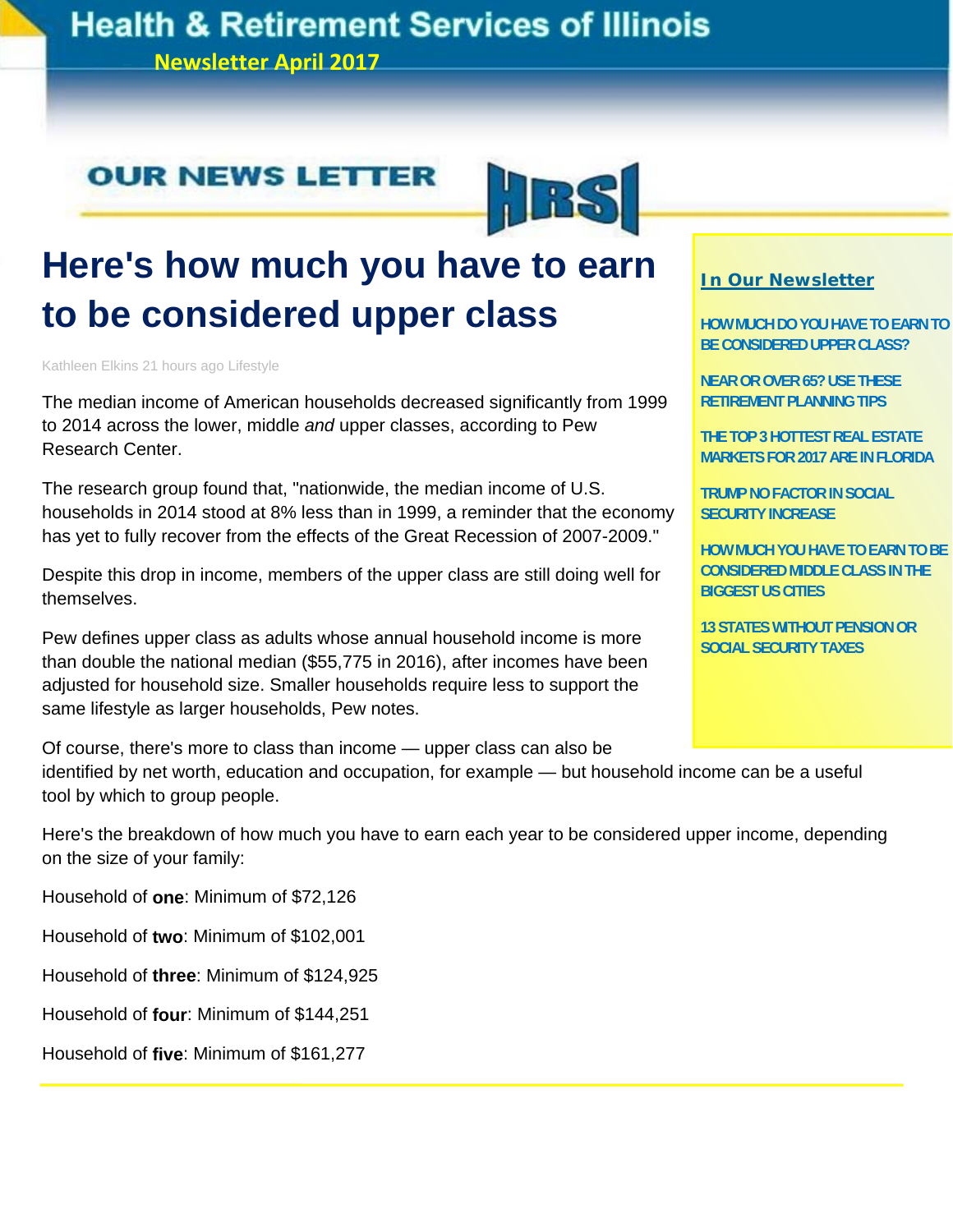# Health & Retirement Services of Illinois

**Newsletter April 2017**

## OUR NEWS LETTER

HRSI

# Here's how much you have to earn to be considered upper class

Kathleen Elkins 21 hours ago Lifestyle

The median income of American households decreased significantly from 1999 to 2014 across the lower, middle *and* upper classes, according to Pew Research Center.

The research group found that, "nationwide, the median income of U.S. households in 2014 stood at 8% less than in 1999, a reminder that the economy has yet to fully recover from the effects of the Great Recession of 2007-2009."

Despite this drop in income, members of the upper class are still doing well for themselves.

Pew defines upper class as adults whose annual household income is more than double the national median ($55,775 in 2016), after incomes have been adjusted for household size. Smaller households require less to support the same lifestyle as larger households, Pew notes.

Of course, there's more to class than income — upper class can also be identified by net worth, education and occupation, for example — but household income can be a useful tool by which to group people.

Here's the breakdown of how much you have to earn each year to be considered upper income, depending on the size of your family:

Household of **one**: Minimum of $72,126

Household of **two**: Minimum of $102,001

Household of **three**: Minimum of $124,925

Household of **four**: Minimum of $144,251

Household of **five**: Minimum of $161,277

---

## In Our Newsletter

**HOW MUCH DO YOU HAVE TO EARN TO BE CONSIDERED UPPER CLASS?**

**NEAR OR OVER 65? USE THESE RETIREMENT PLANNING TIPS**

**THE TOP 3 HOTTEST REAL ESTATE MARKETS FOR 2017 ARE IN FLORIDA**

**TRUMP NO FACTOR IN SOCIAL SECURITY INCREASE**

**HOW MUCH YOU HAVE TO EARN TO BE CONSIDERED MIDDLE CLASS IN THE BIGGEST US CITIES**

**13 STATES WITHOUT PENSION OR SOCIAL SECURITY TAXES**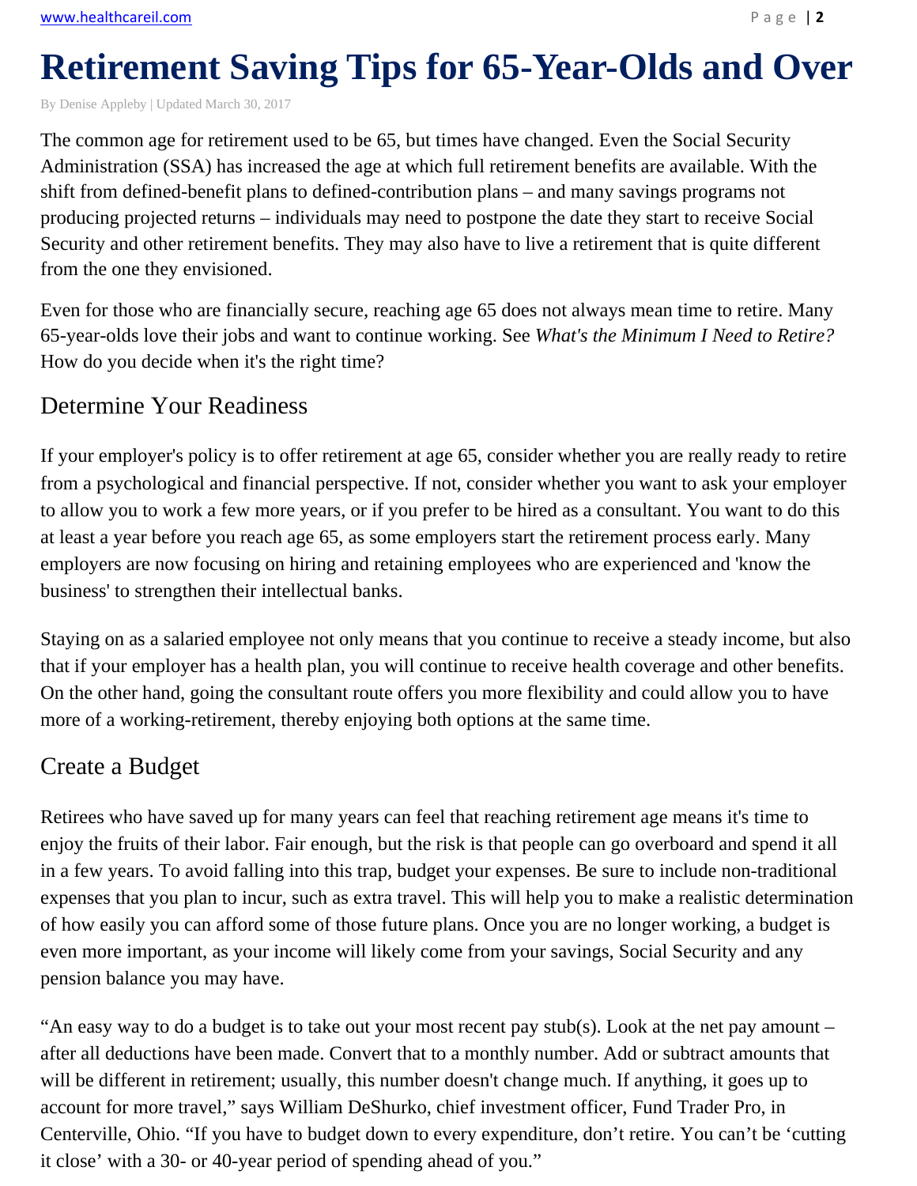# Retirement Saving Tips for 65-Year-Olds and Over

By Denise Appleby | Updated March 30, 2017

The common age for retirement used to be 65, but times have changed. Even the Social Security Administration (SSA) has increased the age at which full retirement benefits are available. With the shift from defined-benefit plans to defined-contribution plans – and many savings programs not producing projected returns – individuals may need to postpone the date they start to receive Social Security and other retirement benefits. They may also have to live a retirement that is quite different from the one they envisioned.

Even for those who are financially secure, reaching age 65 does not always mean time to retire. Many 65-year-olds love their jobs and want to continue working. See *What's the Minimum I Need to Retire?* How do you decide when it's the right time?

## Determine Your Readiness

If your employer's policy is to offer retirement at age 65, consider whether you are really ready to retire from a psychological and financial perspective. If not, consider whether you want to ask your employer to allow you to work a few more years, or if you prefer to be hired as a consultant. You want to do this at least a year before you reach age 65, as some employers start the retirement process early. Many employers are now focusing on hiring and retaining employees who are experienced and 'know the business' to strengthen their intellectual banks.

Staying on as a salaried employee not only means that you continue to receive a steady income, but also that if your employer has a health plan, you will continue to receive health coverage and other benefits. On the other hand, going the consultant route offers you more flexibility and could allow you to have more of a working-retirement, thereby enjoying both options at the same time.

## Create a Budget

Retirees who have saved up for many years can feel that reaching retirement age means it's time to enjoy the fruits of their labor. Fair enough, but the risk is that people can go overboard and spend it all in a few years. To avoid falling into this trap, budget your expenses. Be sure to include non-traditional expenses that you plan to incur, such as extra travel. This will help you to make a realistic determination of how easily you can afford some of those future plans. Once you are no longer working, a budget is even more important, as your income will likely come from your savings, Social Security and any pension balance you may have.

"An easy way to do a budget is to take out your most recent pay stub(s). Look at the net pay amount – after all deductions have been made. Convert that to a monthly number. Add or subtract amounts that will be different in retirement; usually, this number doesn't change much. If anything, it goes up to account for more travel," says William DeShurko, chief investment officer, Fund Trader Pro, in Centerville, Ohio. "If you have to budget down to every expenditure, don't retire. You can't be 'cutting it close' with a 30- or 40-year period of spending ahead of you."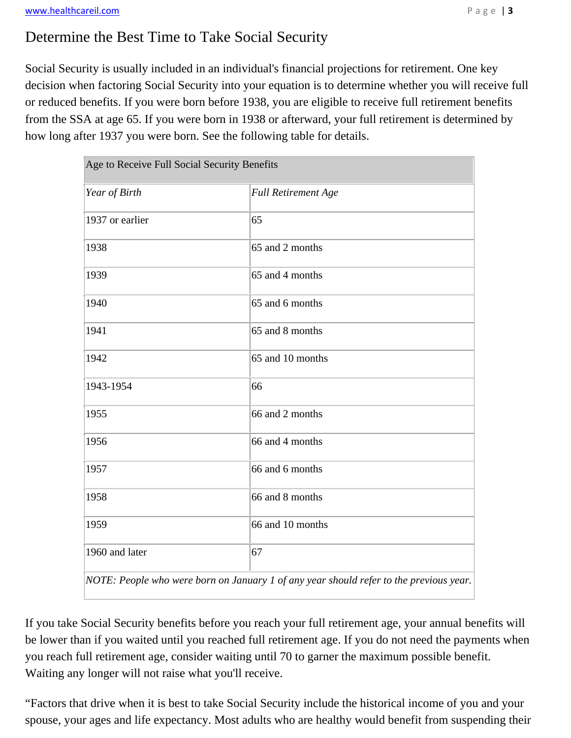# Determine the Best Time to Take Social Security

Social Security is usually included in an individual's financial projections for retirement. One key decision when factoring Social Security into your equation is to determine whether you will receive full or reduced benefits. If you were born before 1938, you are eligible to receive full retirement benefits from the SSA at age 65. If you were born in 1938 or afterward, your full retirement is determined by how long after 1937 you were born. See the following table for details.

| Age to Receive Full Social Security Benefits | |
|---|---|
| *Year of Birth* | *Full Retirement Age* |
| 1937 or earlier | 65 |
| 1938 | 65 and 2 months |
| 1939 | 65 and 4 months |
| 1940 | 65 and 6 months |
| 1941 | 65 and 8 months |
| 1942 | 65 and 10 months |
| 1943-1954 | 66 |
| 1955 | 66 and 2 months |
| 1956 | 66 and 4 months |
| 1957 | 66 and 6 months |
| 1958 | 66 and 8 months |
| 1959 | 66 and 10 months |
| 1960 and later | 67 |
| *NOTE: People who were born on January 1 of any year should refer to the previous year.* | |

If you take Social Security benefits before you reach your full retirement age, your annual benefits will be lower than if you waited until you reached full retirement age. If you do not need the payments when you reach full retirement age, consider waiting until 70 to garner the maximum possible benefit. Waiting any longer will not raise what you'll receive.

"Factors that drive when it is best to take Social Security include the historical income of you and your spouse, your ages and life expectancy. Most adults who are healthy would benefit from suspending their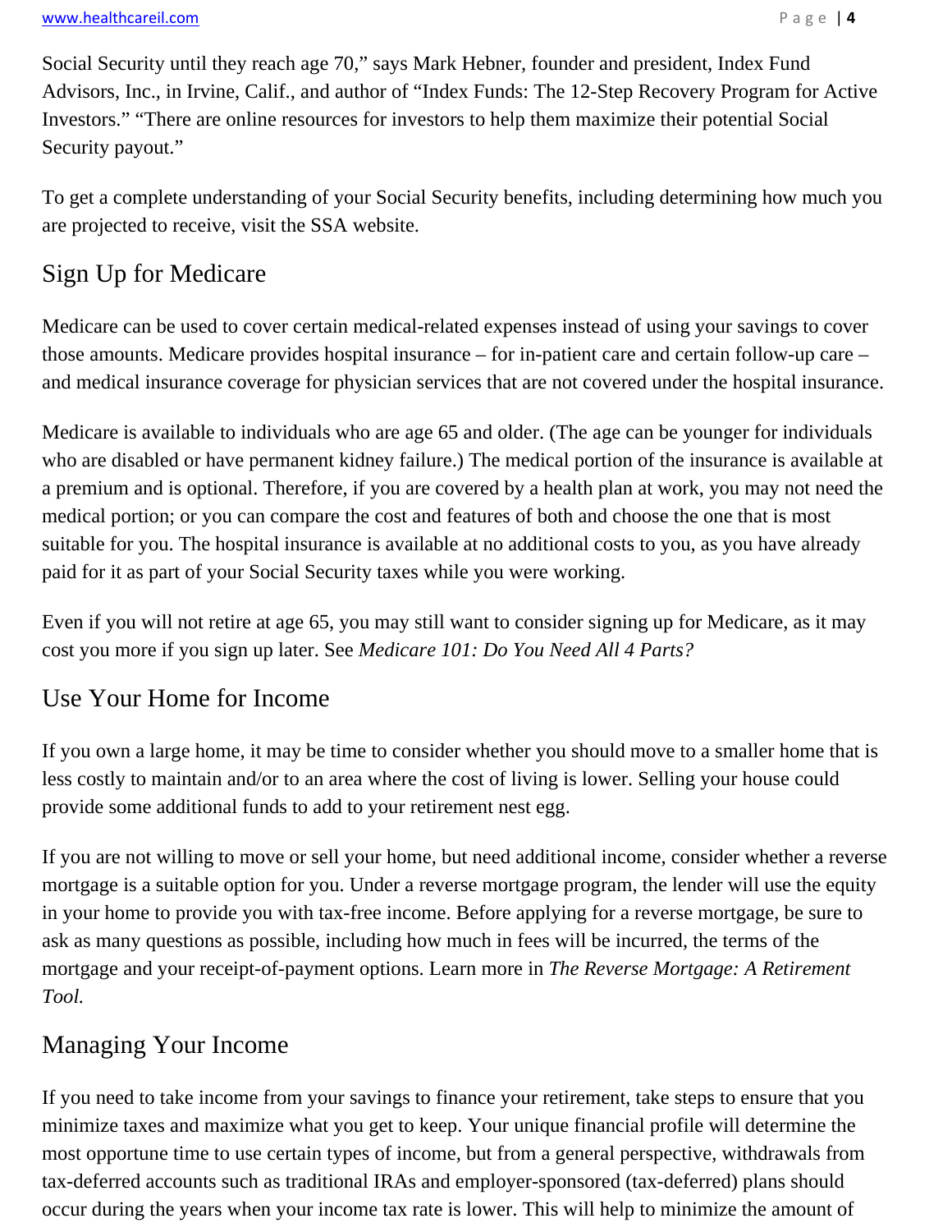Social Security until they reach age 70," says Mark Hebner, founder and president, Index Fund Advisors, Inc., in Irvine, Calif., and author of "Index Funds: The 12-Step Recovery Program for Active Investors." "There are online resources for investors to help them maximize their potential Social Security payout."

To get a complete understanding of your Social Security benefits, including determining how much you are projected to receive, visit the SSA website.

## Sign Up for Medicare

Medicare can be used to cover certain medical-related expenses instead of using your savings to cover those amounts. Medicare provides hospital insurance – for in-patient care and certain follow-up care – and medical insurance coverage for physician services that are not covered under the hospital insurance.

Medicare is available to individuals who are age 65 and older. (The age can be younger for individuals who are disabled or have permanent kidney failure.) The medical portion of the insurance is available at a premium and is optional. Therefore, if you are covered by a health plan at work, you may not need the medical portion; or you can compare the cost and features of both and choose the one that is most suitable for you. The hospital insurance is available at no additional costs to you, as you have already paid for it as part of your Social Security taxes while you were working.

Even if you will not retire at age 65, you may still want to consider signing up for Medicare, as it may cost you more if you sign up later. See *Medicare 101: Do You Need All 4 Parts?*

## Use Your Home for Income

If you own a large home, it may be time to consider whether you should move to a smaller home that is less costly to maintain and/or to an area where the cost of living is lower. Selling your house could provide some additional funds to add to your retirement nest egg.

If you are not willing to move or sell your home, but need additional income, consider whether a reverse mortgage is a suitable option for you. Under a reverse mortgage program, the lender will use the equity in your home to provide you with tax-free income. Before applying for a reverse mortgage, be sure to ask as many questions as possible, including how much in fees will be incurred, the terms of the mortgage and your receipt-of-payment options. Learn more in *The Reverse Mortgage: A Retirement Tool.*

## Managing Your Income

If you need to take income from your savings to finance your retirement, take steps to ensure that you minimize taxes and maximize what you get to keep. Your unique financial profile will determine the most opportune time to use certain types of income, but from a general perspective, withdrawals from tax-deferred accounts such as traditional IRAs and employer-sponsored (tax-deferred) plans should occur during the years when your income tax rate is lower. This will help to minimize the amount of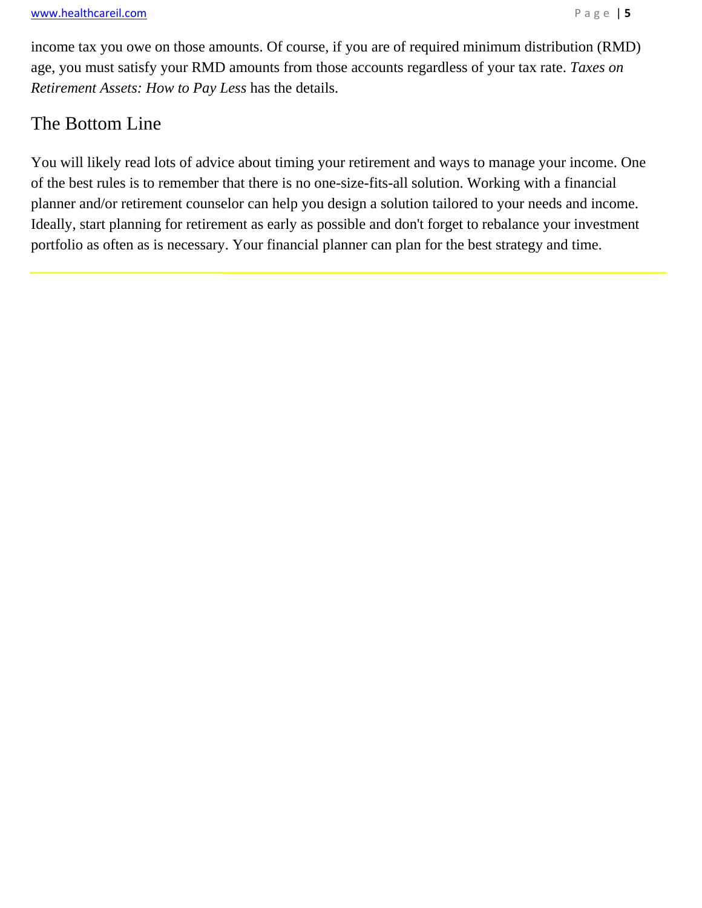income tax you owe on those amounts. Of course, if you are of required minimum distribution (RMD) age, you must satisfy your RMD amounts from those accounts regardless of your tax rate. *Taxes on Retirement Assets: How to Pay Less* has the details.

## The Bottom Line

You will likely read lots of advice about timing your retirement and ways to manage your income. One of the best rules is to remember that there is no one-size-fits-all solution. Working with a financial planner and/or retirement counselor can help you design a solution tailored to your needs and income. Ideally, start planning for retirement as early as possible and don't forget to rebalance your investment portfolio as often as is necessary. Your financial planner can plan for the best strategy and time.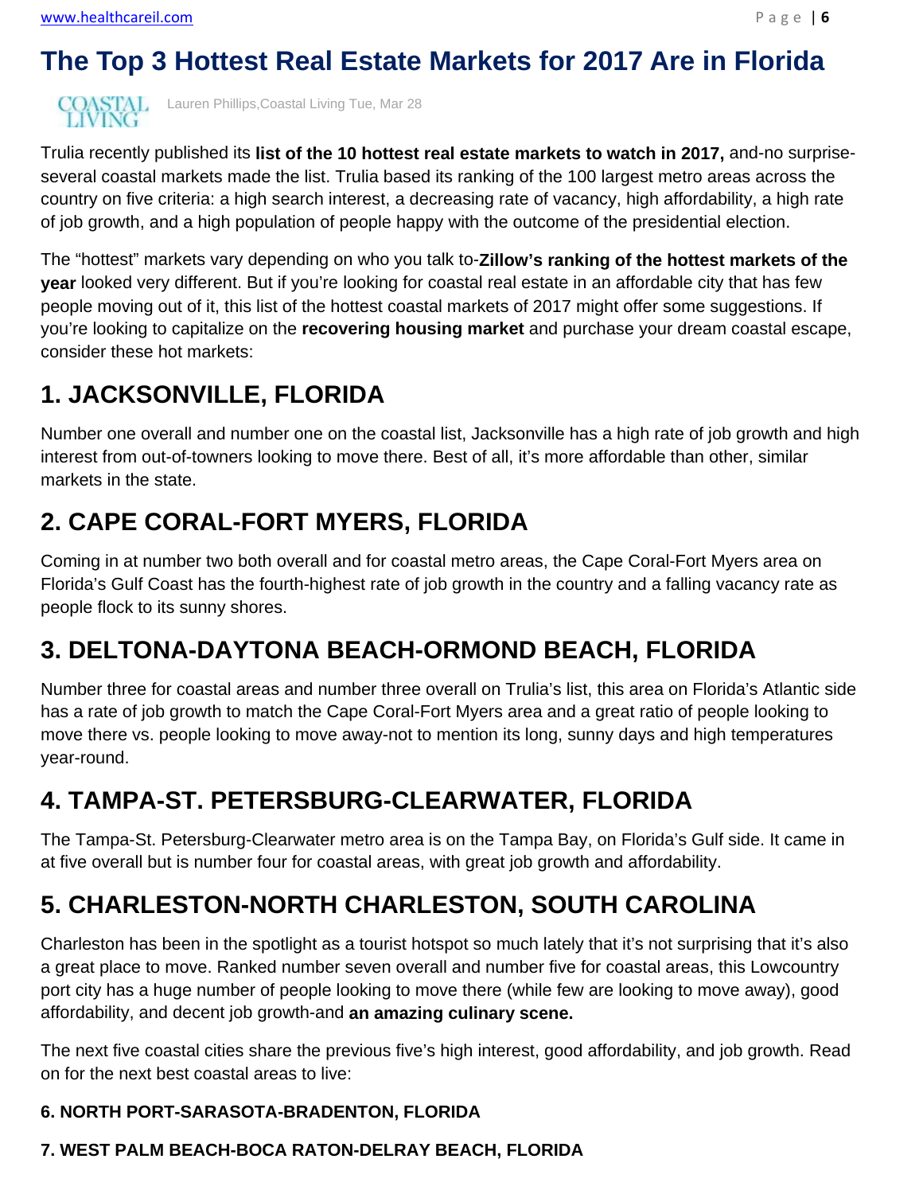# The Top 3 Hottest Real Estate Markets for 2017 Are in Florida

COASTAL LIVING Lauren Phillips,Coastal Living Tue, Mar 28

Trulia recently published its **list of the 10 hottest real estate markets to watch in 2017,** and-no surprise-several coastal markets made the list. Trulia based its ranking of the 100 largest metro areas across the country on five criteria: a high search interest, a decreasing rate of vacancy, high affordability, a high rate of job growth, and a high population of people happy with the outcome of the presidential election.

The "hottest" markets vary depending on who you talk to-**Zillow's ranking of the hottest markets of the year** looked very different. But if you're looking for coastal real estate in an affordable city that has few people moving out of it, this list of the hottest coastal markets of 2017 might offer some suggestions. If you're looking to capitalize on the **recovering housing market** and purchase your dream coastal escape, consider these hot markets:

## 1. JACKSONVILLE, FLORIDA

Number one overall and number one on the coastal list, Jacksonville has a high rate of job growth and high interest from out-of-towners looking to move there. Best of all, it's more affordable than other, similar markets in the state.

## 2. CAPE CORAL-FORT MYERS, FLORIDA

Coming in at number two both overall and for coastal metro areas, the Cape Coral-Fort Myers area on Florida's Gulf Coast has the fourth-highest rate of job growth in the country and a falling vacancy rate as people flock to its sunny shores.

## 3. DELTONA-DAYTONA BEACH-ORMOND BEACH, FLORIDA

Number three for coastal areas and number three overall on Trulia's list, this area on Florida's Atlantic side has a rate of job growth to match the Cape Coral-Fort Myers area and a great ratio of people looking to move there vs. people looking to move away-not to mention its long, sunny days and high temperatures year-round.

## 4. TAMPA-ST. PETERSBURG-CLEARWATER, FLORIDA

The Tampa-St. Petersburg-Clearwater metro area is on the Tampa Bay, on Florida's Gulf side. It came in at five overall but is number four for coastal areas, with great job growth and affordability.

## 5. CHARLESTON-NORTH CHARLESTON, SOUTH CAROLINA

Charleston has been in the spotlight as a tourist hotspot so much lately that it's not surprising that it's also a great place to move. Ranked number seven overall and number five for coastal areas, this Lowcountry port city has a huge number of people looking to move there (while few are looking to move away), good affordability, and decent job growth-and **an amazing culinary scene.**

The next five coastal cities share the previous five's high interest, good affordability, and job growth. Read on for the next best coastal areas to live:

#### 6. NORTH PORT-SARASOTA-BRADENTON, FLORIDA

#### 7. WEST PALM BEACH-BOCA RATON-DELRAY BEACH, FLORIDA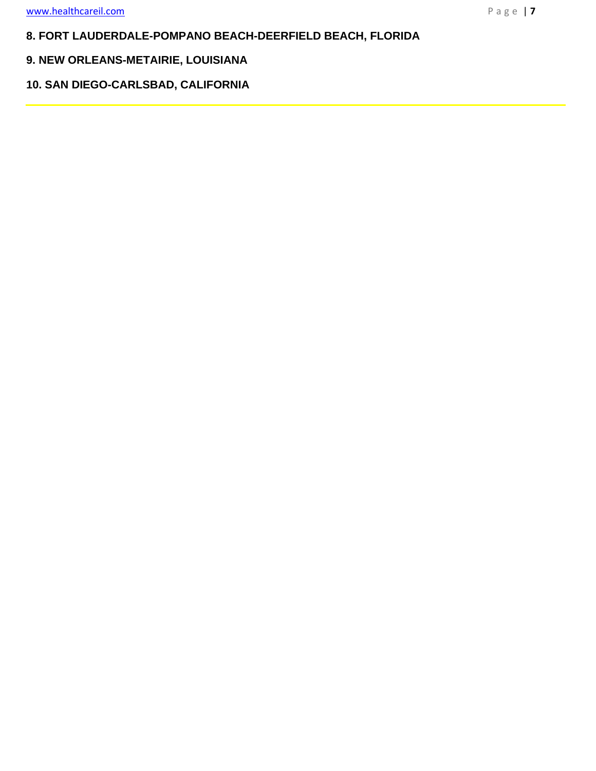**8. FORT LAUDERDALE-POMPANO BEACH-DEERFIELD BEACH, FLORIDA**

**9. NEW ORLEANS-METAIRIE, LOUISIANA**

**10. SAN DIEGO-CARLSBAD, CALIFORNIA**

---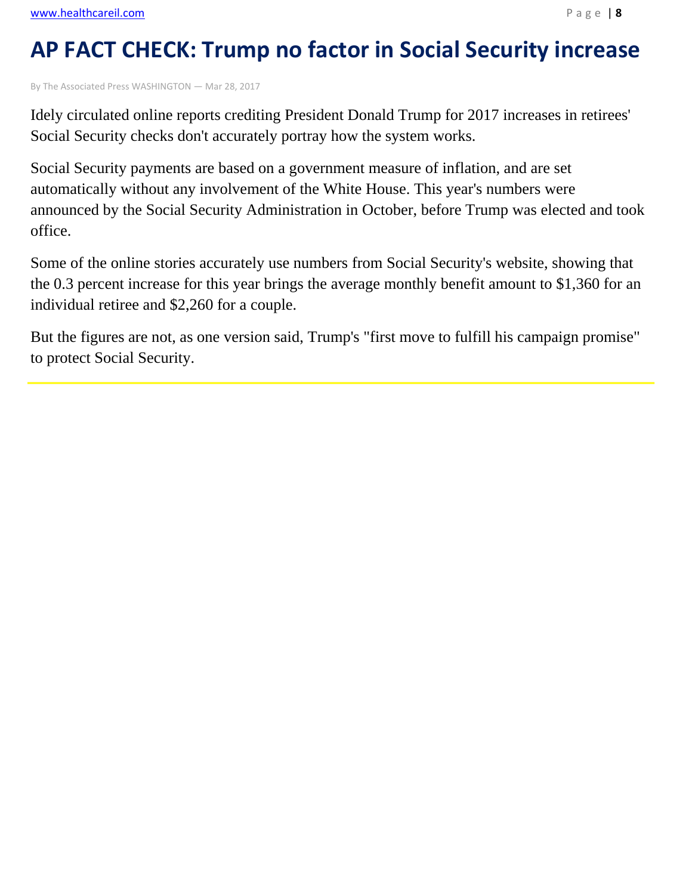# AP FACT CHECK: Trump no factor in Social Security increase

By The Associated Press WASHINGTON — Mar 28, 2017

Idely circulated online reports crediting President Donald Trump for 2017 increases in retirees' Social Security checks don't accurately portray how the system works.

Social Security payments are based on a government measure of inflation, and are set automatically without any involvement of the White House. This year's numbers were announced by the Social Security Administration in October, before Trump was elected and took office.

Some of the online stories accurately use numbers from Social Security's website, showing that the 0.3 percent increase for this year brings the average monthly benefit amount to $1,360 for an individual retiree and $2,260 for a couple.

But the figures are not, as one version said, Trump's "first move to fulfill his campaign promise" to protect Social Security.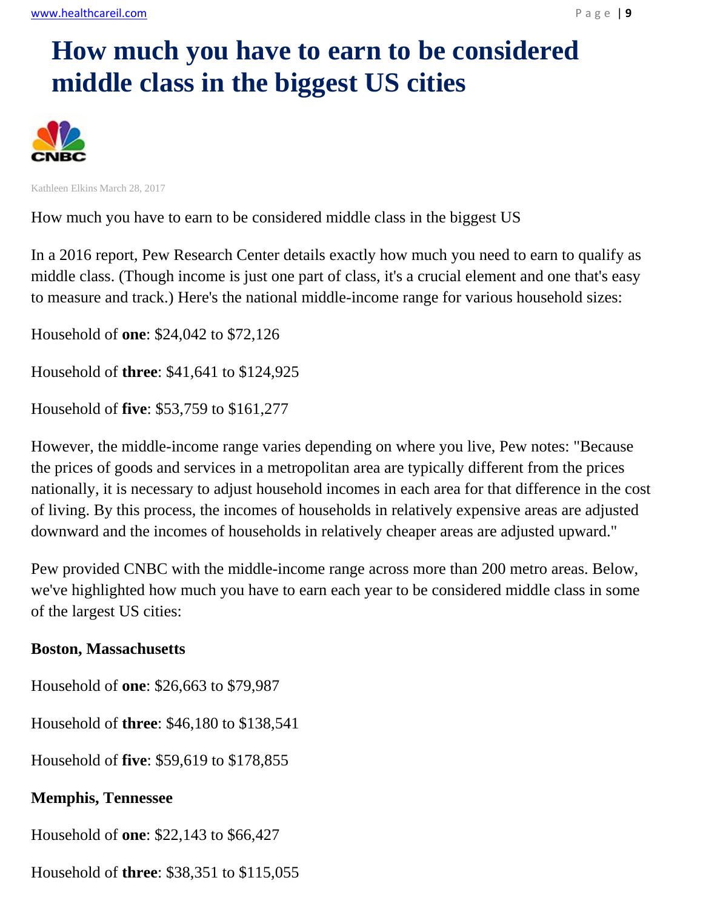# How much you have to earn to be considered middle class in the biggest US cities

Kathleen Elkins March 28, 2017

How much you have to earn to be considered middle class in the biggest US

In a 2016 report, Pew Research Center details exactly how much you need to earn to qualify as middle class. (Though income is just one part of class, it's a crucial element and one that's easy to measure and track.) Here's the national middle-income range for various household sizes:

Household of **one**: $24,042 to $72,126

Household of **three**: $41,641 to $124,925

Household of **five**: $53,759 to $161,277

However, the middle-income range varies depending on where you live, Pew notes: "Because the prices of goods and services in a metropolitan area are typically different from the prices nationally, it is necessary to adjust household incomes in each area for that difference in the cost of living. By this process, the incomes of households in relatively expensive areas are adjusted downward and the incomes of households in relatively cheaper areas are adjusted upward."

Pew provided CNBC with the middle-income range across more than 200 metro areas. Below, we've highlighted how much you have to earn each year to be considered middle class in some of the largest US cities:

**Boston, Massachusetts**

Household of **one**: $26,663 to $79,987

Household of **three**: $46,180 to $138,541

Household of **five**: $59,619 to $178,855

**Memphis, Tennessee**

Household of **one**: $22,143 to $66,427

Household of **three**: $38,351 to $115,055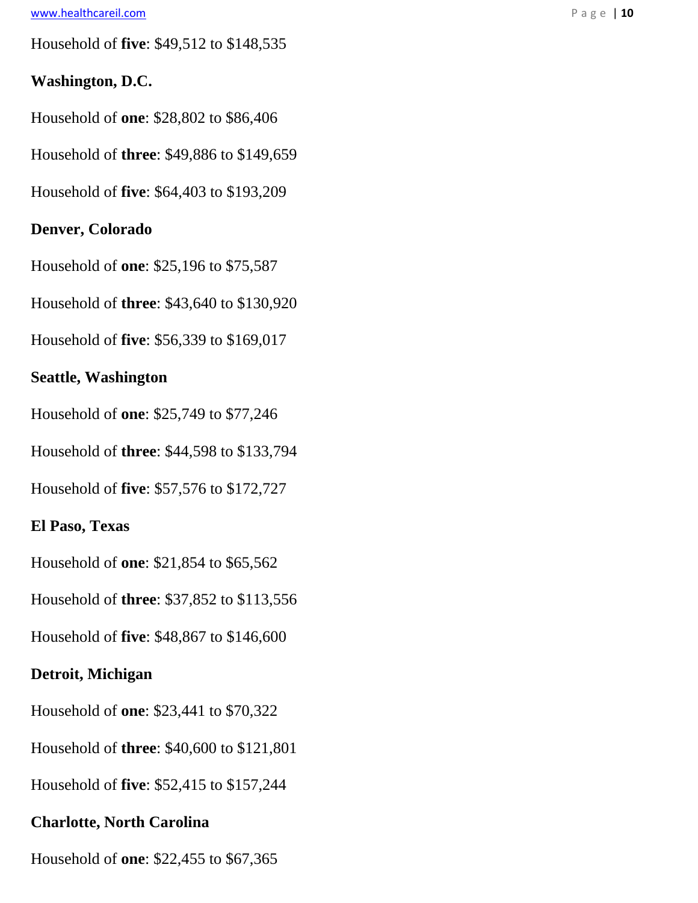Household of **five**: $49,512 to $148,535

**Washington, D.C.**

Household of **one**: $28,802 to $86,406

Household of **three**: $49,886 to $149,659

Household of **five**: $64,403 to $193,209

**Denver, Colorado**

Household of **one**: $25,196 to $75,587

Household of **three**: $43,640 to $130,920

Household of **five**: $56,339 to $169,017

**Seattle, Washington**

Household of **one**: $25,749 to $77,246

Household of **three**: $44,598 to $133,794

Household of **five**: $57,576 to $172,727

**El Paso, Texas**

Household of **one**: $21,854 to $65,562

Household of **three**: $37,852 to $113,556

Household of **five**: $48,867 to $146,600

**Detroit, Michigan**

Household of **one**: $23,441 to $70,322

Household of **three**: $40,600 to $121,801

Household of **five**: $52,415 to $157,244

**Charlotte, North Carolina**

Household of **one**: $22,455 to $67,365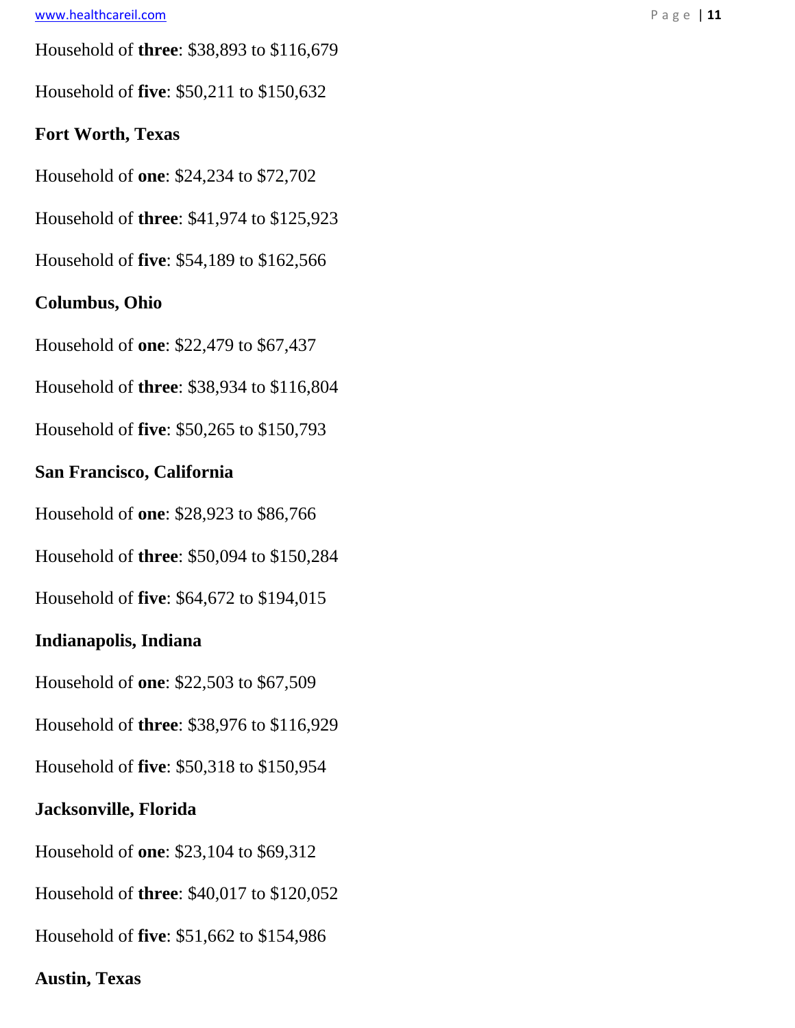Household of **three**: $38,893 to $116,679

Household of **five**: $50,211 to $150,632

**Fort Worth, Texas**

Household of **one**: $24,234 to $72,702

Household of **three**: $41,974 to $125,923

Household of **five**: $54,189 to $162,566

**Columbus, Ohio**

Household of **one**: $22,479 to $67,437

Household of **three**: $38,934 to $116,804

Household of **five**: $50,265 to $150,793

**San Francisco, California**

Household of **one**: $28,923 to $86,766

Household of **three**: $50,094 to $150,284

Household of **five**: $64,672 to $194,015

**Indianapolis, Indiana**

Household of **one**: $22,503 to $67,509

Household of **three**: $38,976 to $116,929

Household of **five**: $50,318 to $150,954

**Jacksonville, Florida**

Household of **one**: $23,104 to $69,312

Household of **three**: $40,017 to $120,052

Household of **five**: $51,662 to $154,986

**Austin, Texas**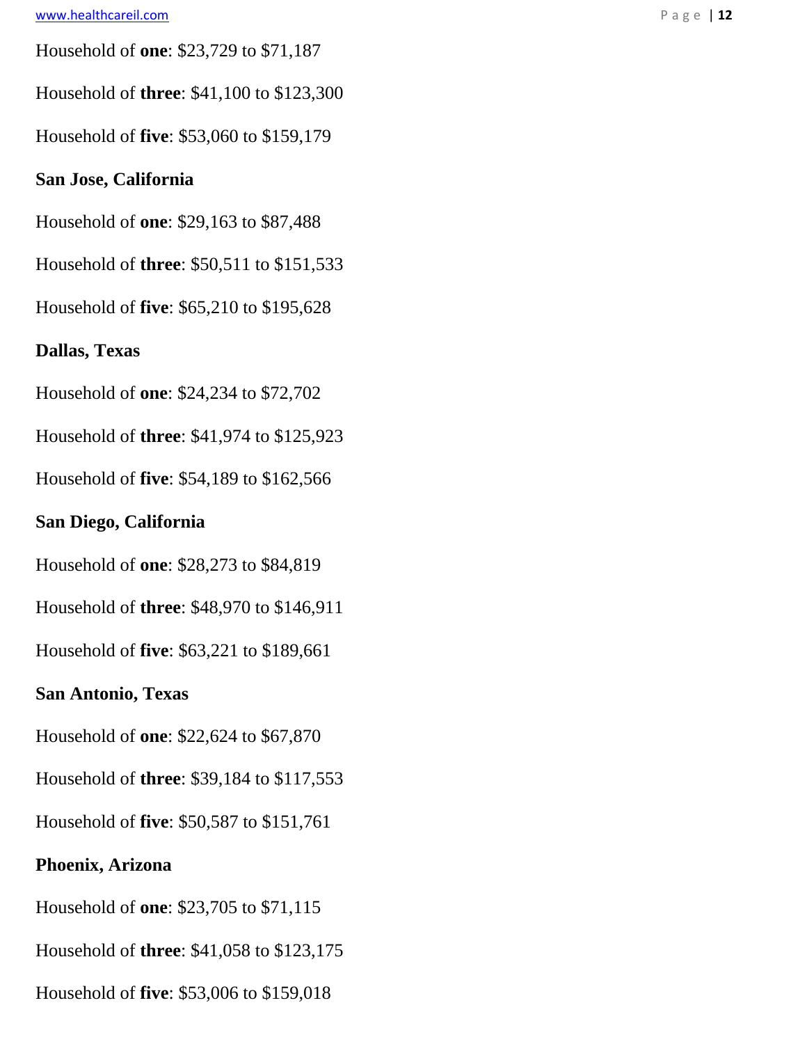Household of **one**: $23,729 to $71,187

Household of **three**: $41,100 to $123,300

Household of **five**: $53,060 to $159,179

**San Jose, California**

Household of **one**: $29,163 to $87,488

Household of **three**: $50,511 to $151,533

Household of **five**: $65,210 to $195,628

**Dallas, Texas**

Household of **one**: $24,234 to $72,702

Household of **three**: $41,974 to $125,923

Household of **five**: $54,189 to $162,566

**San Diego, California**

Household of **one**: $28,273 to $84,819

Household of **three**: $48,970 to $146,911

Household of **five**: $63,221 to $189,661

**San Antonio, Texas**

Household of **one**: $22,624 to $67,870

Household of **three**: $39,184 to $117,553

Household of **five**: $50,587 to $151,761

**Phoenix, Arizona**

Household of **one**: $23,705 to $71,115

Household of **three**: $41,058 to $123,175

Household of **five**: $53,006 to $159,018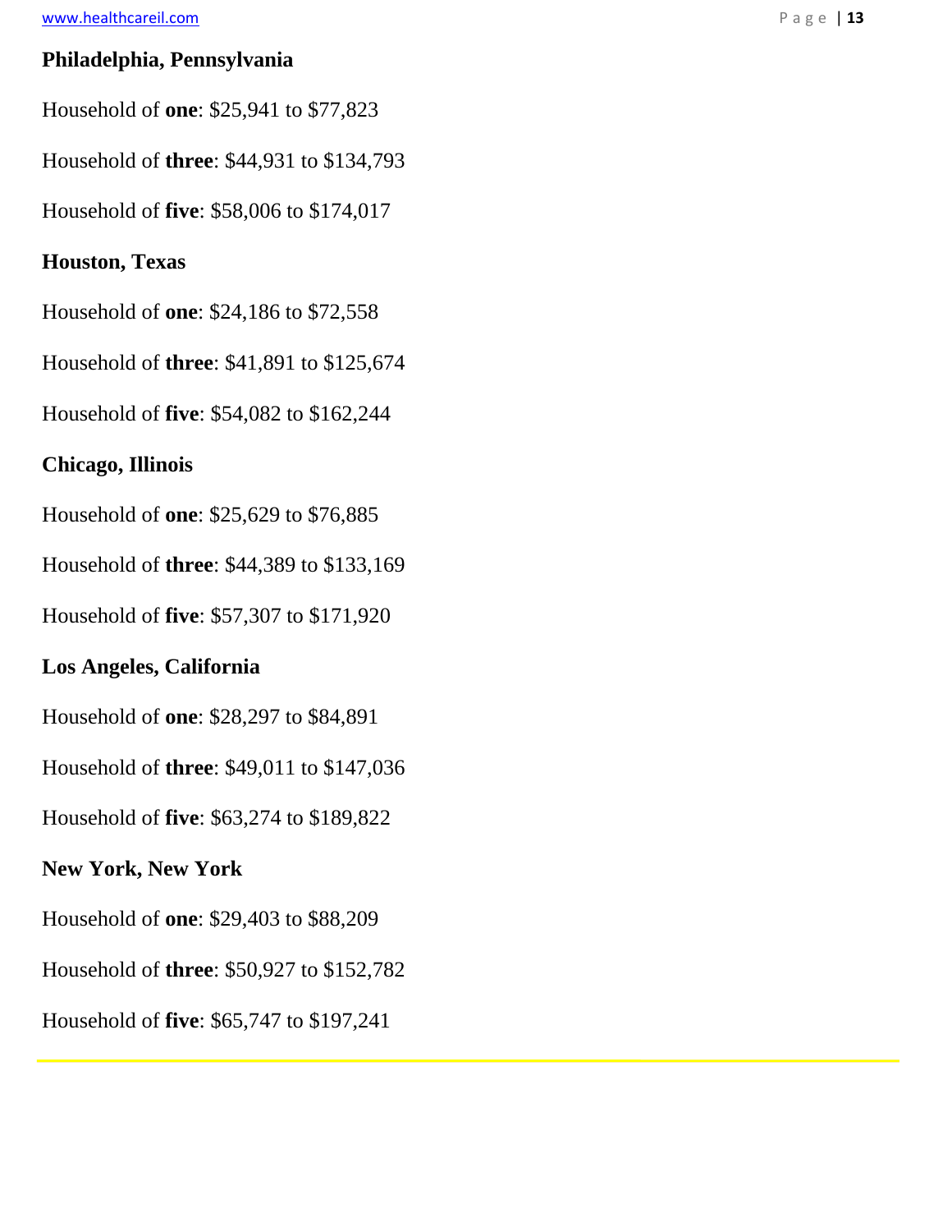**Philadelphia, Pennsylvania**

Household of **one**: $25,941 to $77,823

Household of **three**: $44,931 to $134,793

Household of **five**: $58,006 to $174,017

**Houston, Texas**

Household of **one**: $24,186 to $72,558

Household of **three**: $41,891 to $125,674

Household of **five**: $54,082 to $162,244

**Chicago, Illinois**

Household of **one**: $25,629 to $76,885

Household of **three**: $44,389 to $133,169

Household of **five**: $57,307 to $171,920

**Los Angeles, California**

Household of **one**: $28,297 to $84,891

Household of **three**: $49,011 to $147,036

Household of **five**: $63,274 to $189,822

**New York, New York**

Household of **one**: $29,403 to $88,209

Household of **three**: $50,927 to $152,782

Household of **five**: $65,747 to $197,241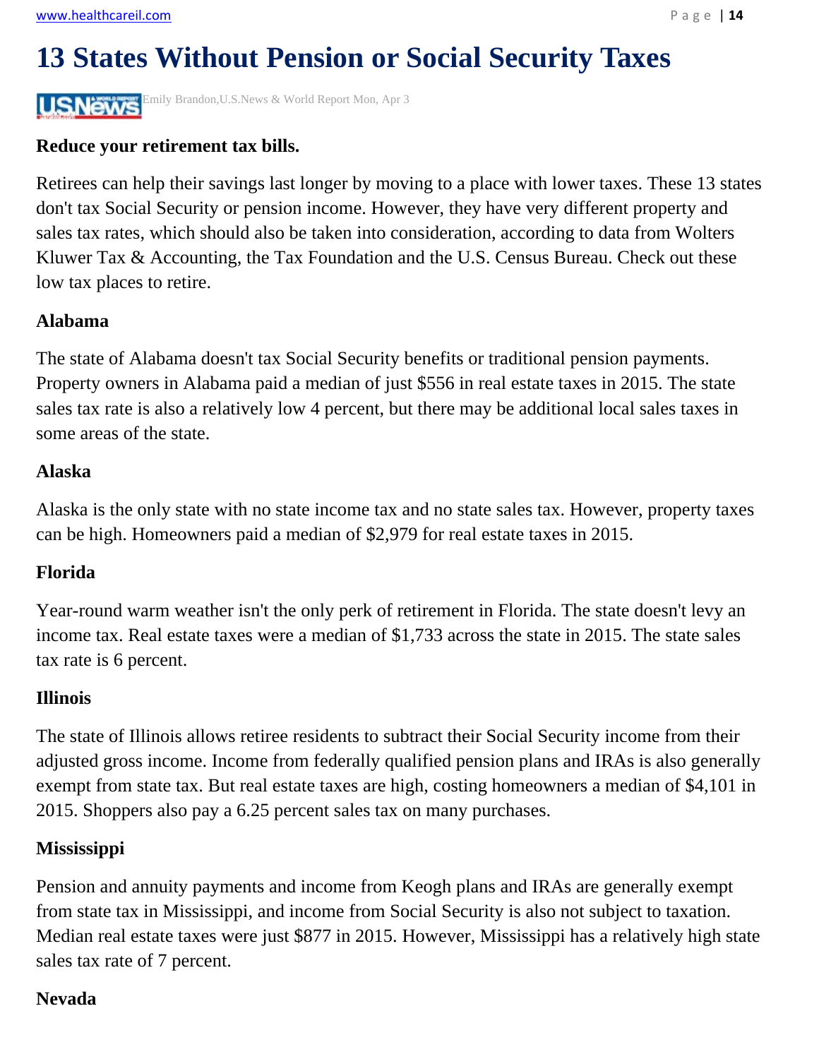# 13 States Without Pension or Social Security Taxes

Emily Brandon,U.S.News & World Report Mon, Apr 3

**Reduce your retirement tax bills.**

Retirees can help their savings last longer by moving to a place with lower taxes. These 13 states don't tax Social Security or pension income. However, they have very different property and sales tax rates, which should also be taken into consideration, according to data from Wolters Kluwer Tax & Accounting, the Tax Foundation and the U.S. Census Bureau. Check out these low tax places to retire.

**Alabama**

The state of Alabama doesn't tax Social Security benefits or traditional pension payments. Property owners in Alabama paid a median of just $556 in real estate taxes in 2015. The state sales tax rate is also a relatively low 4 percent, but there may be additional local sales taxes in some areas of the state.

**Alaska**

Alaska is the only state with no state income tax and no state sales tax. However, property taxes can be high. Homeowners paid a median of $2,979 for real estate taxes in 2015.

**Florida**

Year-round warm weather isn't the only perk of retirement in Florida. The state doesn't levy an income tax. Real estate taxes were a median of $1,733 across the state in 2015. The state sales tax rate is 6 percent.

**Illinois**

The state of Illinois allows retiree residents to subtract their Social Security income from their adjusted gross income. Income from federally qualified pension plans and IRAs is also generally exempt from state tax. But real estate taxes are high, costing homeowners a median of $4,101 in 2015. Shoppers also pay a 6.25 percent sales tax on many purchases.

**Mississippi**

Pension and annuity payments and income from Keogh plans and IRAs are generally exempt from state tax in Mississippi, and income from Social Security is also not subject to taxation. Median real estate taxes were just $877 in 2015. However, Mississippi has a relatively high state sales tax rate of 7 percent.

**Nevada**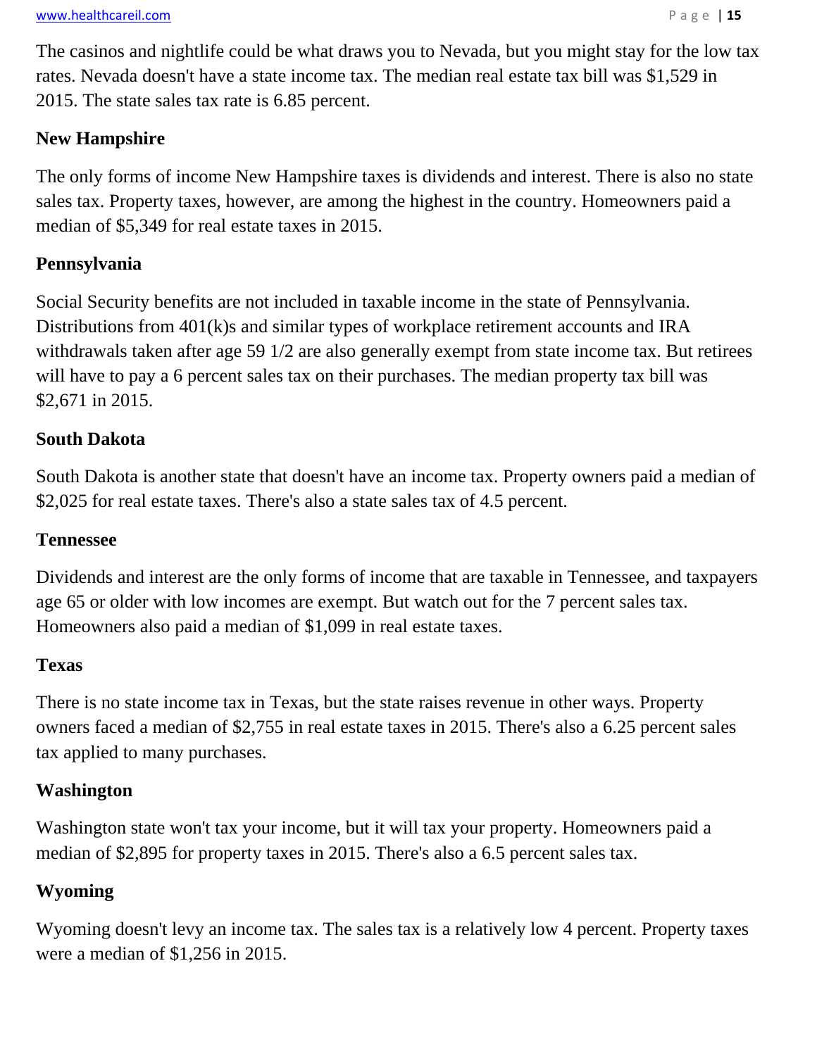The casinos and nightlife could be what draws you to Nevada, but you might stay for the low tax rates. Nevada doesn't have a state income tax. The median real estate tax bill was $1,529 in 2015. The state sales tax rate is 6.85 percent.

**New Hampshire**

The only forms of income New Hampshire taxes is dividends and interest. There is also no state sales tax. Property taxes, however, are among the highest in the country. Homeowners paid a median of $5,349 for real estate taxes in 2015.

**Pennsylvania**

Social Security benefits are not included in taxable income in the state of Pennsylvania. Distributions from 401(k)s and similar types of workplace retirement accounts and IRA withdrawals taken after age 59 1/2 are also generally exempt from state income tax. But retirees will have to pay a 6 percent sales tax on their purchases. The median property tax bill was $2,671 in 2015.

**South Dakota**

South Dakota is another state that doesn't have an income tax. Property owners paid a median of $2,025 for real estate taxes. There's also a state sales tax of 4.5 percent.

**Tennessee**

Dividends and interest are the only forms of income that are taxable in Tennessee, and taxpayers age 65 or older with low incomes are exempt. But watch out for the 7 percent sales tax. Homeowners also paid a median of $1,099 in real estate taxes.

**Texas**

There is no state income tax in Texas, but the state raises revenue in other ways. Property owners faced a median of $2,755 in real estate taxes in 2015. There's also a 6.25 percent sales tax applied to many purchases.

**Washington**

Washington state won't tax your income, but it will tax your property. Homeowners paid a median of $2,895 for property taxes in 2015. There's also a 6.5 percent sales tax.

**Wyoming**

Wyoming doesn't levy an income tax. The sales tax is a relatively low 4 percent. Property taxes were a median of $1,256 in 2015.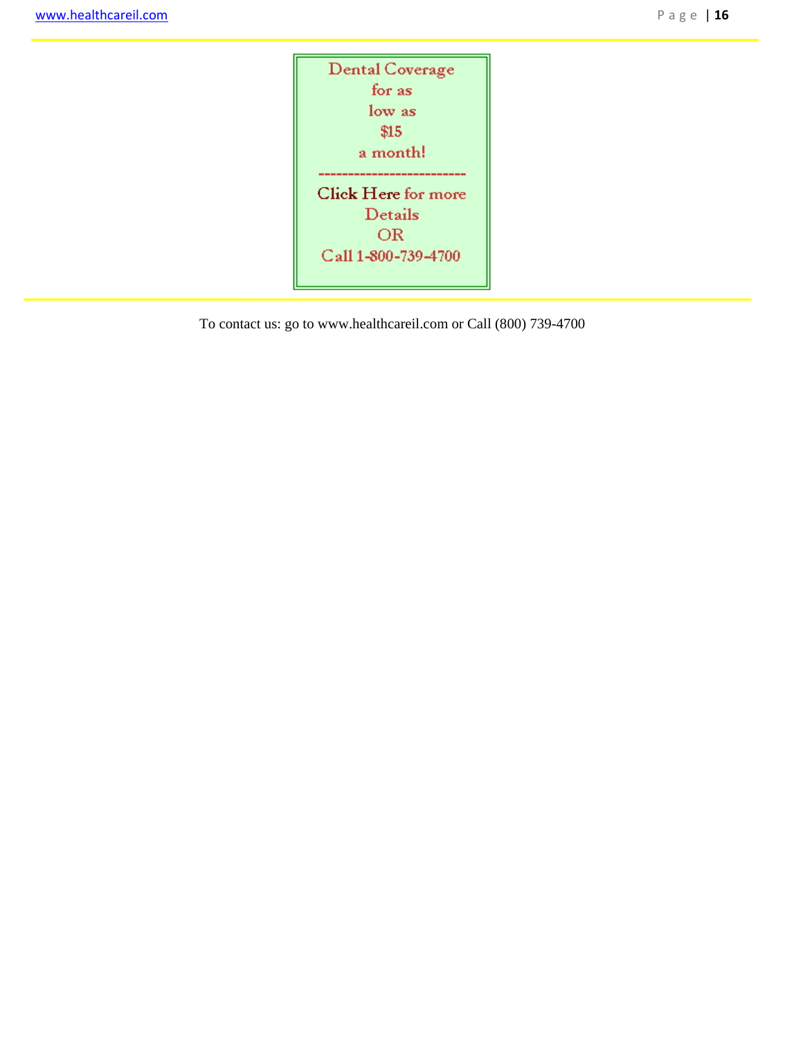Dental Coverage
for as
low as
$15
a month!

-------------------------

Click Here for more
Details
OR
Call 1-800-739-4700

To contact us: go to www.healthcareil.com or Call (800) 739-4700